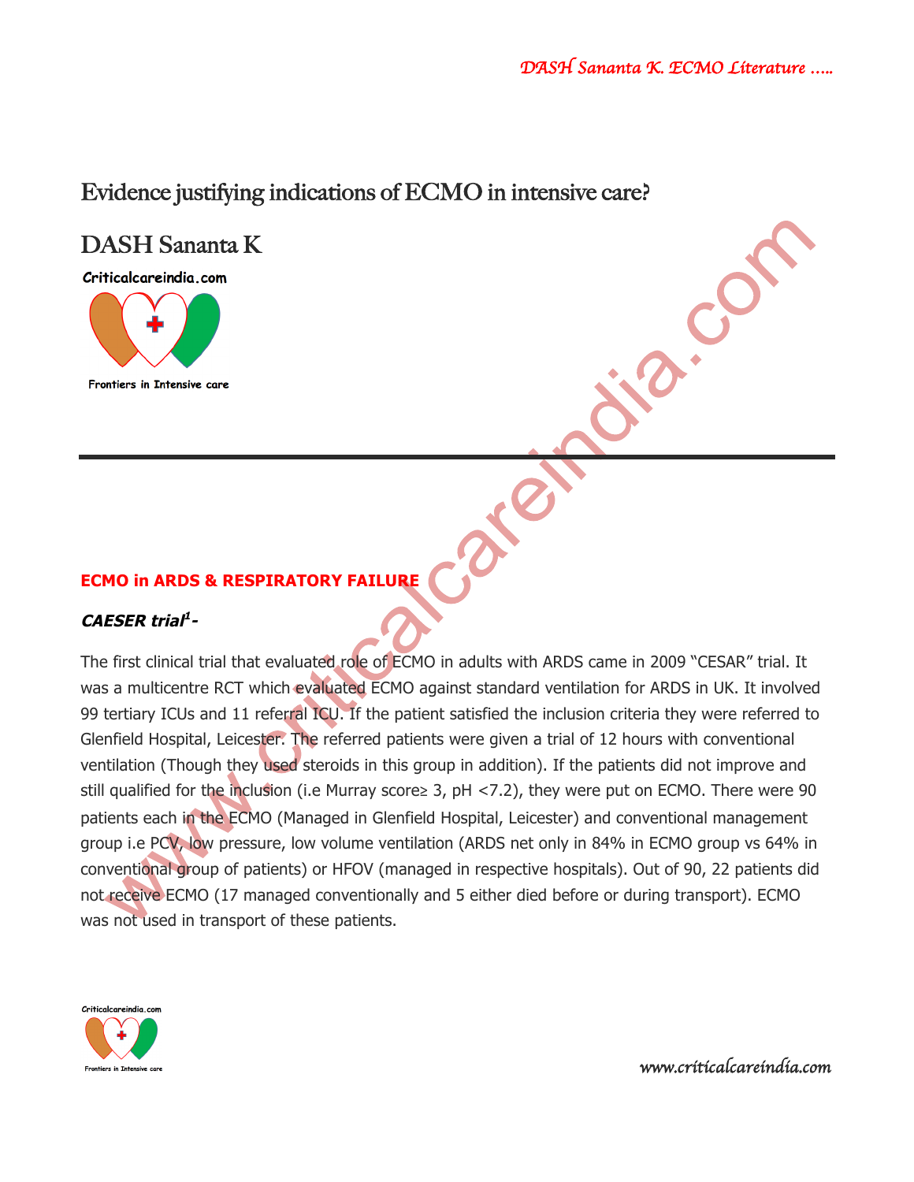# Evidence justifying indications of ECMO in intensive care?

## DASH Sananta K

Criticalcareindia.com

Frontiers in Intensive care

---

### ECMO in ARDS & RESPIRATORY FAILURE

#### *CAESER trial*[1] -

The first clinical trial that evaluated role of ECMO in adults with ARDS came in 2009 "CESAR" trial. It was a multicentre RCT which evaluated ECMO against standard ventilation for ARDS in UK. It involved 99 tertiary ICUs and 11 referral ICU. If the patient satisfied the inclusion criteria they were referred to Glenfield Hospital, Leicester. The referred patients were given a trial of 12 hours with conventional ventilation (Though they used steroids in this group in addition). If the patients did not improve and still qualified for the inclusion (i.e Murray score≥ 3, pH <7.2), they were put on ECMO. There were 90 patients each in the ECMO (Managed in Glenfield Hospital, Leicester) and conventional management group i.e PCV, low pressure, low volume ventilation (ARDS net only in 84% in ECMO group vs 64% in conventional group of patients) or HFOV (managed in respective hospitals). Out of 90, 22 patients did not receive ECMO (17 managed conventionally and 5 either died before or during transport). ECMO was not used in transport of these patients.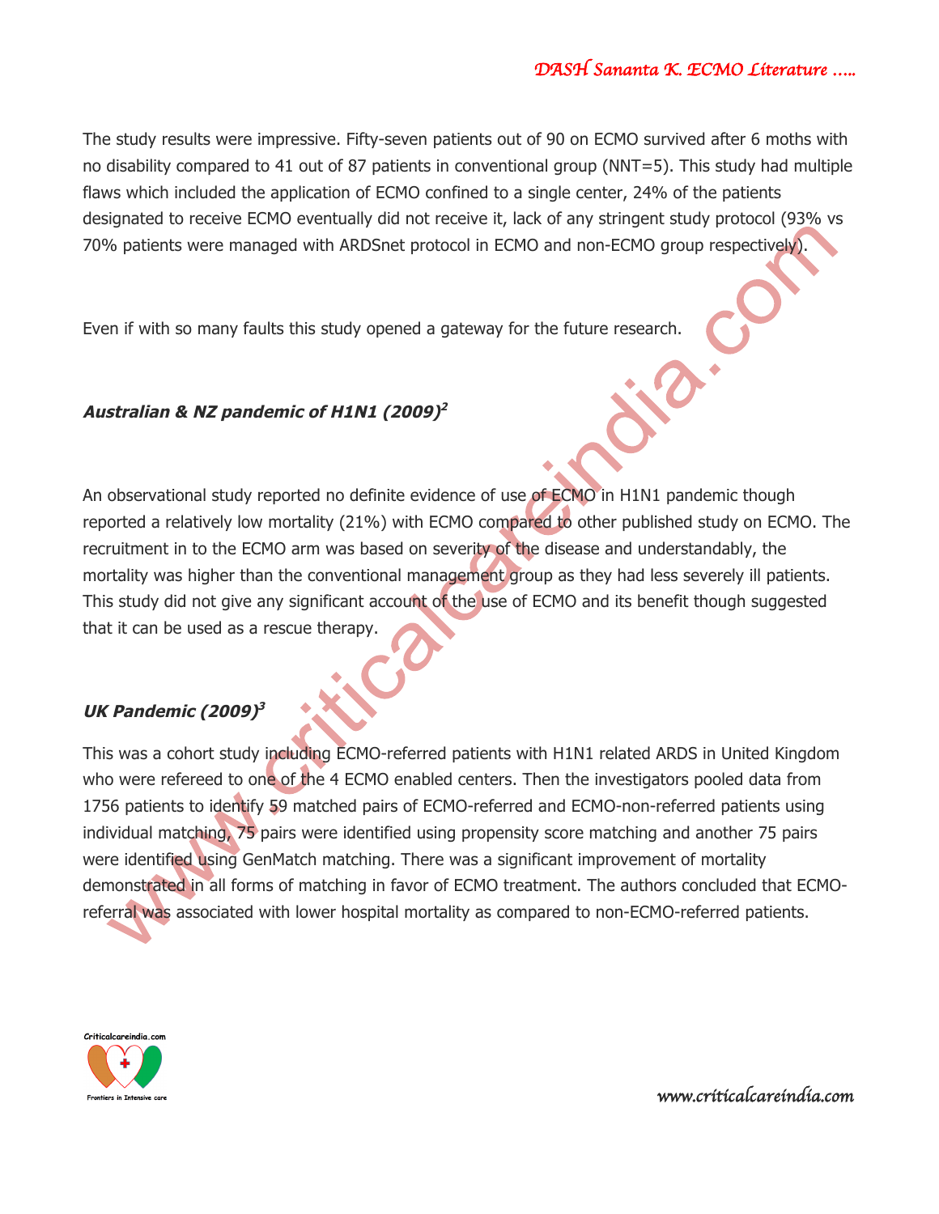The study results were impressive. Fifty-seven patients out of 90 on ECMO survived after 6 moths with no disability compared to 41 out of 87 patients in conventional group (NNT=5). This study had multiple flaws which included the application of ECMO confined to a single center, 24% of the patients designated to receive ECMO eventually did not receive it, lack of any stringent study protocol (93% vs 70% patients were managed with ARDSnet protocol in ECMO and non-ECMO group respectively).

Even if with so many faults this study opened a gateway for the future research.

### *Australian & NZ pandemic of H1N1 (2009)*[2]

An observational study reported no definite evidence of use of ECMO in H1N1 pandemic though reported a relatively low mortality (21%) with ECMO compared to other published study on ECMO. The recruitment in to the ECMO arm was based on severity of the disease and understandably, the mortality was higher than the conventional management group as they had less severely ill patients. This study did not give any significant account of the use of ECMO and its benefit though suggested that it can be used as a rescue therapy.

### *UK Pandemic (2009)*[3]

This was a cohort study including ECMO-referred patients with H1N1 related ARDS in United Kingdom who were refereed to one of the 4 ECMO enabled centers. Then the investigators pooled data from 1756 patients to identify 59 matched pairs of ECMO-referred and ECMO-non-referred patients using individual matching, 75 pairs were identified using propensity score matching and another 75 pairs were identified using GenMatch matching. There was a significant improvement of mortality demonstrated in all forms of matching in favor of ECMO treatment. The authors concluded that ECMO-referral was associated with lower hospital mortality as compared to non-ECMO-referred patients.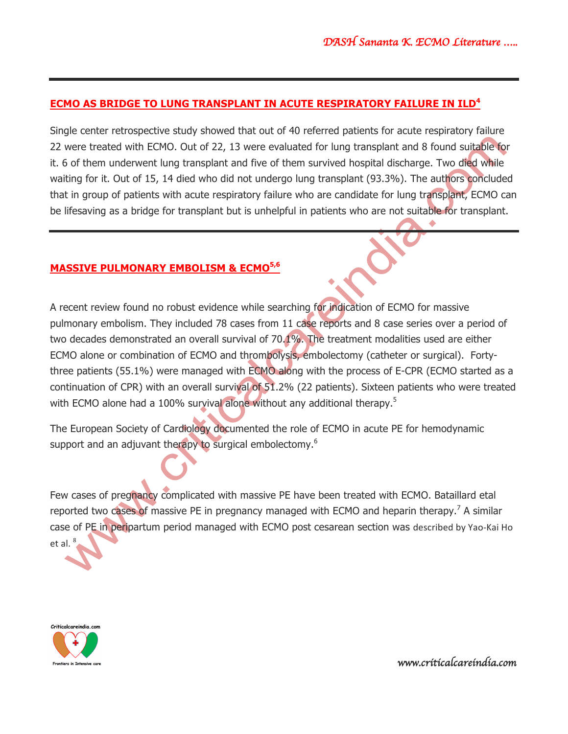## ECMO AS BRIDGE TO LUNG TRANSPLANT IN ACUTE RESPIRATORY FAILURE IN ILD[4]

Single center retrospective study showed that out of 40 referred patients for acute respiratory failure 22 were treated with ECMO. Out of 22, 13 were evaluated for lung transplant and 8 found suitable for it. 6 of them underwent lung transplant and five of them survived hospital discharge. Two died while waiting for it. Out of 15, 14 died who did not undergo lung transplant (93.3%). The authors concluded that in group of patients with acute respiratory failure who are candidate for lung transplant, ECMO can be lifesaving as a bridge for transplant but is unhelpful in patients who are not suitable for transplant.

## MASSIVE PULMONARY EMBOLISM & ECMO[5,6]

A recent review found no robust evidence while searching for indication of ECMO for massive pulmonary embolism. They included 78 cases from 11 case reports and 8 case series over a period of two decades demonstrated an overall survival of 70.1%. The treatment modalities used are either ECMO alone or combination of ECMO and thrombolysis, embolectomy (catheter or surgical). Forty-three patients (55.1%) were managed with ECMO along with the process of E-CPR (ECMO started as a continuation of CPR) with an overall survival of 51.2% (22 patients). Sixteen patients who were treated with ECMO alone had a 100% survival alone without any additional therapy.[5]

The European Society of Cardiology documented the role of ECMO in acute PE for hemodynamic support and an adjuvant therapy to surgical embolectomy.[6]

Few cases of pregnancy complicated with massive PE have been treated with ECMO. Bataillard etal reported two cases of massive PE in pregnancy managed with ECMO and heparin therapy.[7] A similar case of PE in peripartum period managed with ECMO post cesarean section was described by Yao-Kai Ho et al.[8]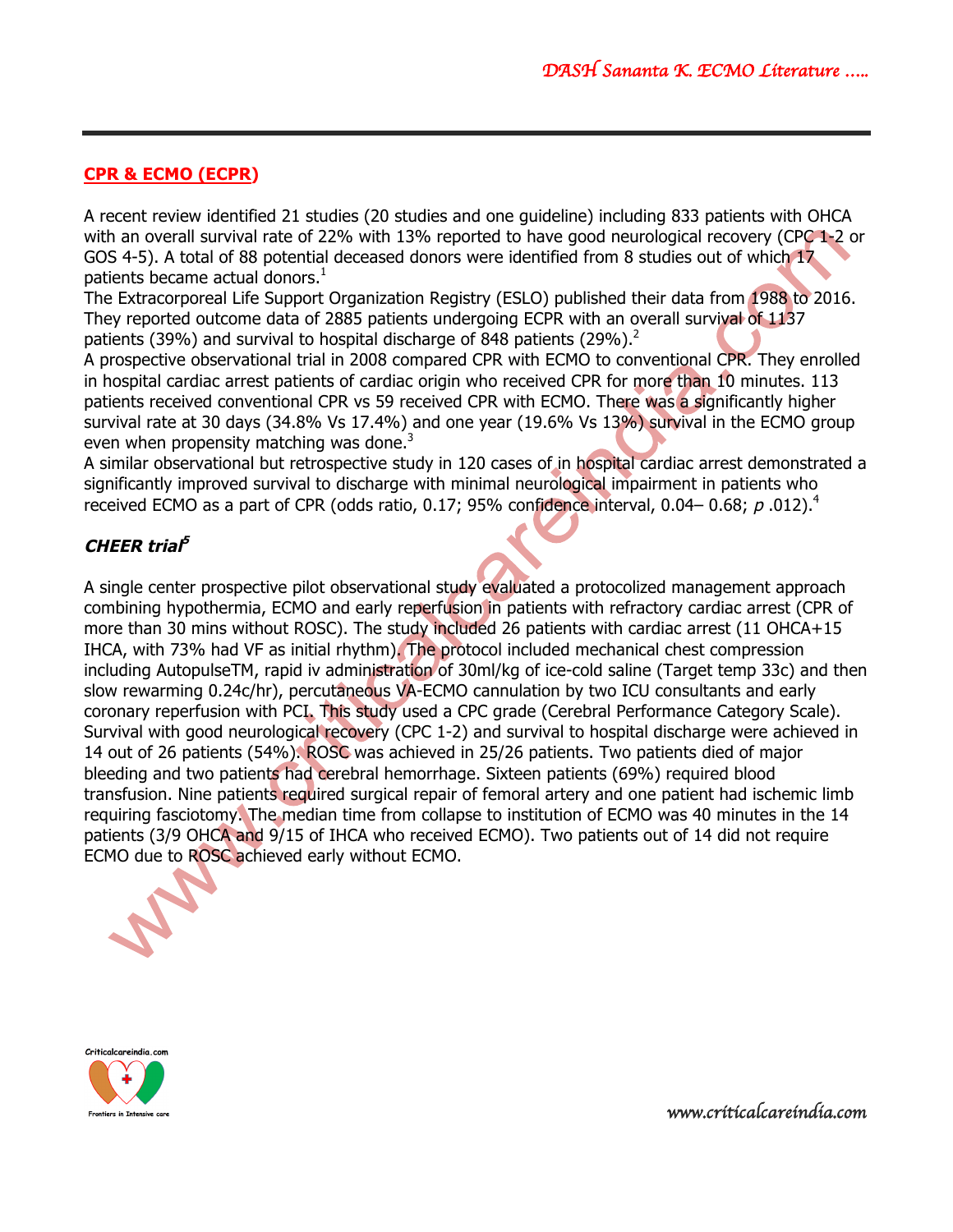## CPR & ECMO (ECPR)

A recent review identified 21 studies (20 studies and one guideline) including 833 patients with OHCA with an overall survival rate of 22% with 13% reported to have good neurological recovery (CPC 1-2 or GOS 4-5). A total of 88 potential deceased donors were identified from 8 studies out of which 17 patients became actual donors.[1]

The Extracorporeal Life Support Organization Registry (ESLO) published their data from 1988 to 2016. They reported outcome data of 2885 patients undergoing ECPR with an overall survival of 1137 patients (39%) and survival to hospital discharge of 848 patients (29%).[2]

A prospective observational trial in 2008 compared CPR with ECMO to conventional CPR. They enrolled in hospital cardiac arrest patients of cardiac origin who received CPR for more than 10 minutes. 113 patients received conventional CPR vs 59 received CPR with ECMO. There was a significantly higher survival rate at 30 days (34.8% Vs 17.4%) and one year (19.6% Vs 13%) survival in the ECMO group even when propensity matching was done.[3]

A similar observational but retrospective study in 120 cases of in hospital cardiac arrest demonstrated a significantly improved survival to discharge with minimal neurological impairment in patients who received ECMO as a part of CPR (odds ratio, 0.17; 95% confidence interval, 0.04– 0.68; *p* .012).[4]

### *CHEER trial*[5]

A single center prospective pilot observational study evaluated a protocolized management approach combining hypothermia, ECMO and early reperfusion in patients with refractory cardiac arrest (CPR of more than 30 mins without ROSC). The study included 26 patients with cardiac arrest (11 OHCA+15 IHCA, with 73% had VF as initial rhythm). The protocol included mechanical chest compression including AutopulseTM, rapid iv administration of 30ml/kg of ice-cold saline (Target temp 33c) and then slow rewarming 0.24c/hr), percutaneous VA-ECMO cannulation by two ICU consultants and early coronary reperfusion with PCI. This study used a CPC grade (Cerebral Performance Category Scale). Survival with good neurological recovery (CPC 1-2) and survival to hospital discharge were achieved in 14 out of 26 patients (54%). ROSC was achieved in 25/26 patients. Two patients died of major bleeding and two patients had cerebral hemorrhage. Sixteen patients (69%) required blood transfusion. Nine patients required surgical repair of femoral artery and one patient had ischemic limb requiring fasciotomy. The median time from collapse to institution of ECMO was 40 minutes in the 14 patients (3/9 OHCA and 9/15 of IHCA who received ECMO). Two patients out of 14 did not require ECMO due to ROSC achieved early without ECMO.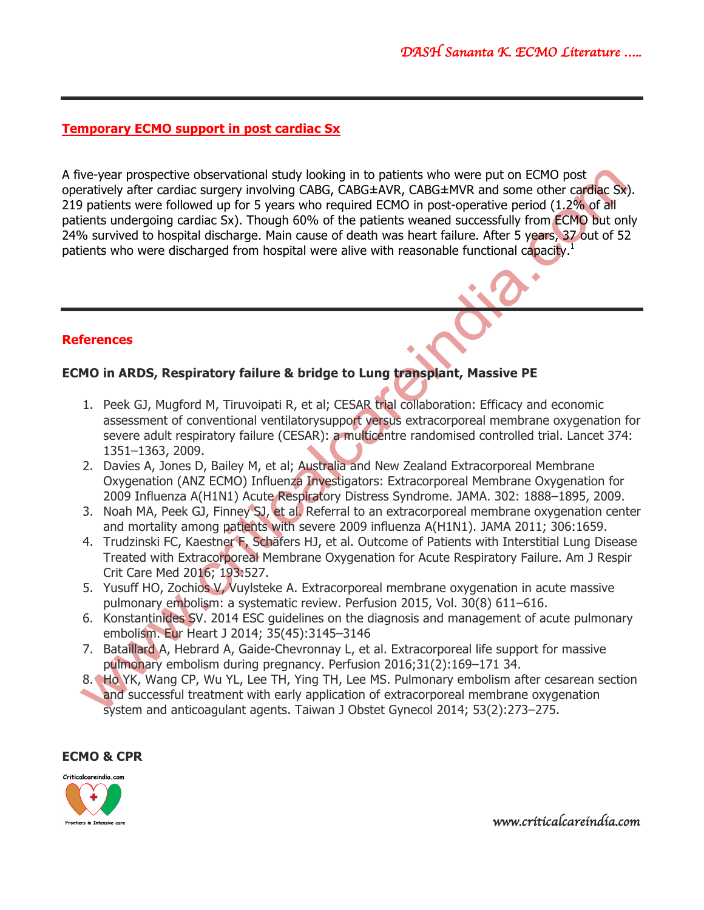## Temporary ECMO support in post cardiac Sx

A five-year prospective observational study looking in to patients who were put on ECMO post operatively after cardiac surgery involving CABG, CABG±AVR, CABG±MVR and some other cardiac Sx). 219 patients were followed up for 5 years who required ECMO in post-operative period (1.2% of all patients undergoing cardiac Sx). Though 60% of the patients weaned successfully from ECMO but only 24% survived to hospital discharge. Main cause of death was heart failure. After 5 years, 37 out of 52 patients who were discharged from hospital were alive with reasonable functional capacity.[1]

## References

### ECMO in ARDS, Respiratory failure & bridge to Lung transplant, Massive PE

1. Peek GJ, Mugford M, Tiruvoipati R, et al; CESAR trial collaboration: Efficacy and economic assessment of conventional ventilatorysupport versus extracorporeal membrane oxygenation for severe adult respiratory failure (CESAR): a multicentre randomised controlled trial. Lancet 374: 1351–1363, 2009.
2. Davies A, Jones D, Bailey M, et al; Australia and New Zealand Extracorporeal Membrane Oxygenation (ANZ ECMO) Influenza Investigators: Extracorporeal Membrane Oxygenation for 2009 Influenza A(H1N1) Acute Respiratory Distress Syndrome. JAMA. 302: 1888–1895, 2009.
3. Noah MA, Peek GJ, Finney SJ, et al. Referral to an extracorporeal membrane oxygenation center and mortality among patients with severe 2009 influenza A(H1N1). JAMA 2011; 306:1659.
4. Trudzinski FC, Kaestner F, Schäfers HJ, et al. Outcome of Patients with Interstitial Lung Disease Treated with Extracorporeal Membrane Oxygenation for Acute Respiratory Failure. Am J Respir Crit Care Med 2016; 193:527.
5. Yusuff HO, Zochios V, Vuylsteke A. Extracorporeal membrane oxygenation in acute massive pulmonary embolism: a systematic review. Perfusion 2015, Vol. 30(8) 611–616.
6. Konstantinides SV. 2014 ESC guidelines on the diagnosis and management of acute pulmonary embolism. Eur Heart J 2014; 35(45):3145–3146
7. Bataillard A, Hebrard A, Gaide-Chevronnay L, et al. Extracorporeal life support for massive pulmonary embolism during pregnancy. Perfusion 2016;31(2):169–171 34.
8. Ho YK, Wang CP, Wu YL, Lee TH, Ying TH, Lee MS. Pulmonary embolism after cesarean section and successful treatment with early application of extracorporeal membrane oxygenation system and anticoagulant agents. Taiwan J Obstet Gynecol 2014; 53(2):273–275.

### ECMO & CPR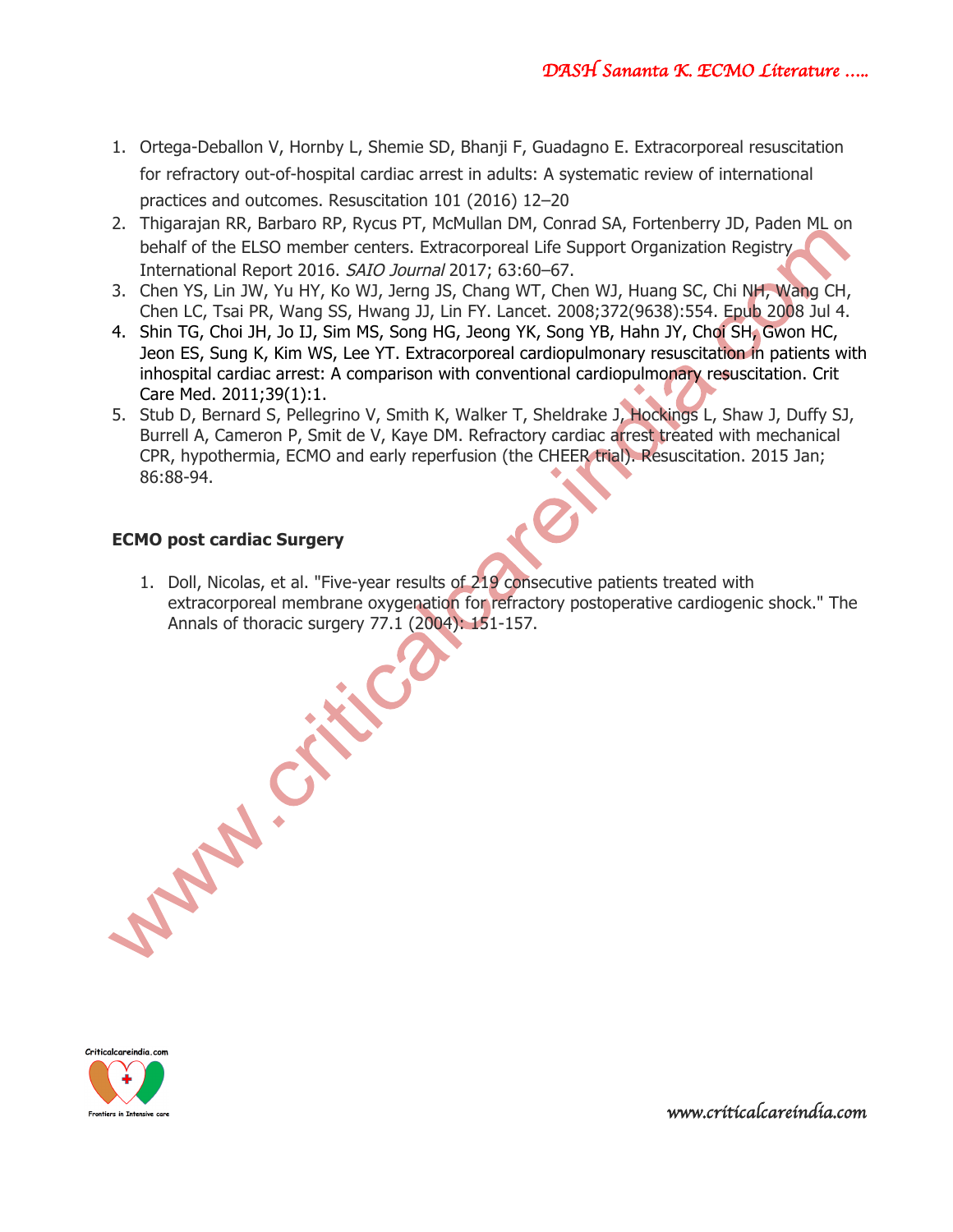1. Ortega-Deballon V, Hornby L, Shemie SD, Bhanji F, Guadagno E. Extracorporeal resuscitation for refractory out-of-hospital cardiac arrest in adults: A systematic review of international practices and outcomes. Resuscitation 101 (2016) 12–20
2. Thigarajan RR, Barbaro RP, Rycus PT, McMullan DM, Conrad SA, Fortenberry JD, Paden ML on behalf of the ELSO member centers. Extracorporeal Life Support Organization Registry International Report 2016. *SAIO Journal* 2017; 63:60–67.
3. Chen YS, Lin JW, Yu HY, Ko WJ, Jerng JS, Chang WT, Chen WJ, Huang SC, Chi NH, Wang CH, Chen LC, Tsai PR, Wang SS, Hwang JJ, Lin FY. Lancet. 2008;372(9638):554. Epub 2008 Jul 4.
4. Shin TG, Choi JH, Jo IJ, Sim MS, Song HG, Jeong YK, Song YB, Hahn JY, Choi SH, Gwon HC, Jeon ES, Sung K, Kim WS, Lee YT. Extracorporeal cardiopulmonary resuscitation in patients with inhospital cardiac arrest: A comparison with conventional cardiopulmonary resuscitation. Crit Care Med. 2011;39(1):1.
5. Stub D, Bernard S, Pellegrino V, Smith K, Walker T, Sheldrake J, Hockings L, Shaw J, Duffy SJ, Burrell A, Cameron P, Smit de V, Kaye DM. Refractory cardiac arrest treated with mechanical CPR, hypothermia, ECMO and early reperfusion (the CHEER trial). Resuscitation. 2015 Jan; 86:88-94.

**ECMO post cardiac Surgery**

1. Doll, Nicolas, et al. "Five-year results of 219 consecutive patients treated with extracorporeal membrane oxygenation for refractory postoperative cardiogenic shock." The Annals of thoracic surgery 77.1 (2004): 151-157.